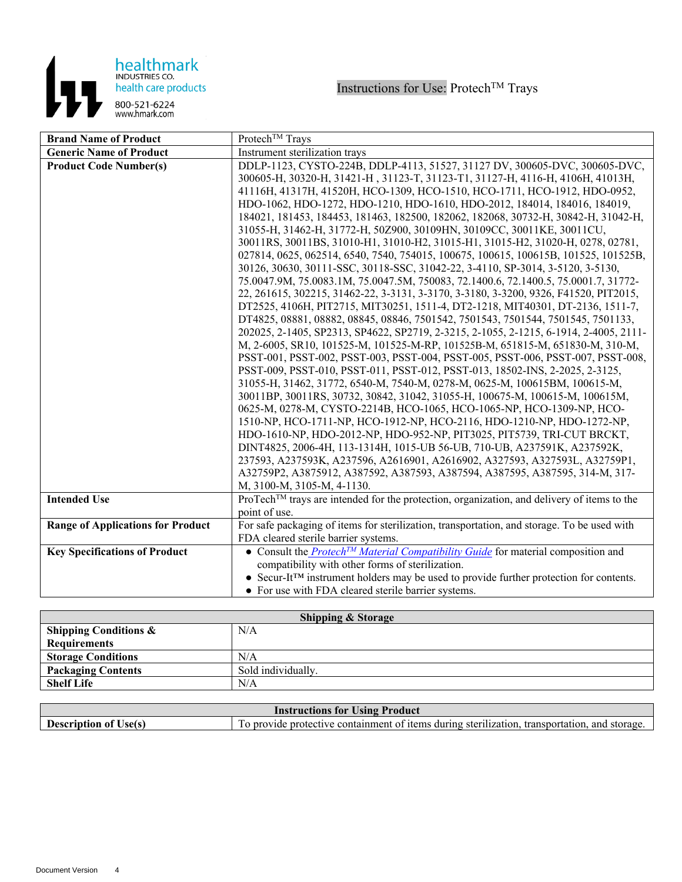healthmark
INDUSTRIES CO.
health care products
800-521-6224
www.hmark.com

# Instructions for Use: Protech™ Trays

| Brand Name of Product | Protech™ Trays |
|---|---|
| Generic Name of Product | Instrument sterilization trays |
| Product Code Number(s) | DDLP-1123, CYSTO-224B, DDLP-4113, 51527, 31127 DV, 300605-DVC, 300605-DVC, 300605-H, 30320-H, 31421-H , 31123-T, 31123-T1, 31127-H, 4116-H, 4106H, 41013H, 41116H, 41317H, 41520H, HCO-1309, HCO-1510, HCO-1711, HCO-1912, HDO-0952, HDO-1062, HDO-1272, HDO-1210, HDO-1610, HDO-2012, 184014, 184016, 184019, 184021, 181453, 184453, 181463, 182500, 182062, 182068, 30732-H, 30842-H, 31042-H, 31055-H, 31462-H, 31772-H, 50Z900, 30109HN, 30109CC, 30011KE, 30011CU, 30011RS, 30011BS, 31010-H1, 31010-H2, 31015-H1, 31015-H2, 31020-H, 0278, 02781, 027814, 0625, 062514, 6540, 7540, 754015, 100675, 100615, 100615B, 101525, 101525B, 30126, 30630, 30111-SSC, 30118-SSC, 31042-22, 3-4110, SP-3014, 3-5120, 3-5130, 75.0047.9M, 75.0083.1M, 75.0047.5M, 750083, 72.1400.6, 72.1400.5, 75.0001.7, 31772-22, 261615, 302215, 31462-22, 3-3131, 3-3170, 3-3180, 3-3200, 9326, F41520, PIT2015, DT2525, 4106H, PIT2715, MIT30251, 1511-4, DT2-1218, MIT40301, DT-2136, 1511-7, DT4825, 08881, 08882, 08845, 08846, 7501542, 7501543, 7501544, 7501545, 7501133, 202025, 2-1405, SP2313, SP4622, SP2719, 2-3215, 2-1055, 2-1215, 6-1914, 2-4005, 2111-M, 2-6005, SR10, 101525-M, 101525-M-RP, 101525B-M, 651815-M, 651830-M, 310-M, PSST-001, PSST-002, PSST-003, PSST-004, PSST-005, PSST-006, PSST-007, PSST-008, PSST-009, PSST-010, PSST-011, PSST-012, PSST-013, 18502-INS, 2-2025, 2-3125, 31055-H, 31462, 31772, 6540-M, 7540-M, 0278-M, 0625-M, 100615BM, 100615-M, 30011BP, 30011RS, 30732, 30842, 31042, 31055-H, 100675-M, 100615-M, 100615M, 0625-M, 0278-M, CYSTO-2214B, HCO-1065, HCO-1065-NP, HCO-1309-NP, HCO-1510-NP, HCO-1711-NP, HCO-1912-NP, HCO-2116, HDO-1210-NP, HDO-1272-NP, HDO-1610-NP, HDO-2012-NP, HDO-952-NP, PIT3025, PIT5739, TRI-CUT BRCKT, DINT4825, 2006-4H, 113-1314H, 1015-UB 56-UB, 710-UB, A237591K, A237592K, 237593, A237593K, A237596, A2616901, A2616902, A327593, A327593L, A32759P1, A32759P2, A3875912, A387592, A387593, A387594, A387595, A387595, 314-M, 317-M, 3100-M, 3105-M, 4-1130. |
| Intended Use | ProTech™ trays are intended for the protection, organization, and delivery of items to the point of use. |
| Range of Applications for Product | For safe packaging of items for sterilization, transportation, and storage. To be used with FDA cleared sterile barrier systems. |
| Key Specifications of Product | • Consult the *Protech™ Material Compatibility Guide* for material composition and compatibility with other forms of sterilization.<br>• Secur-It™ instrument holders may be used to provide further protection for contents.<br>• For use with FDA cleared sterile barrier systems. |

| Shipping & Storage | |
|---|---|
| Shipping Conditions & Requirements | N/A |
| Storage Conditions | N/A |
| Packaging Contents | Sold individually. |
| Shelf Life | N/A |

| Instructions for Using Product | |
|---|---|
| Description of Use(s) | To provide protective containment of items during sterilization, transportation, and storage. |

Document Version 4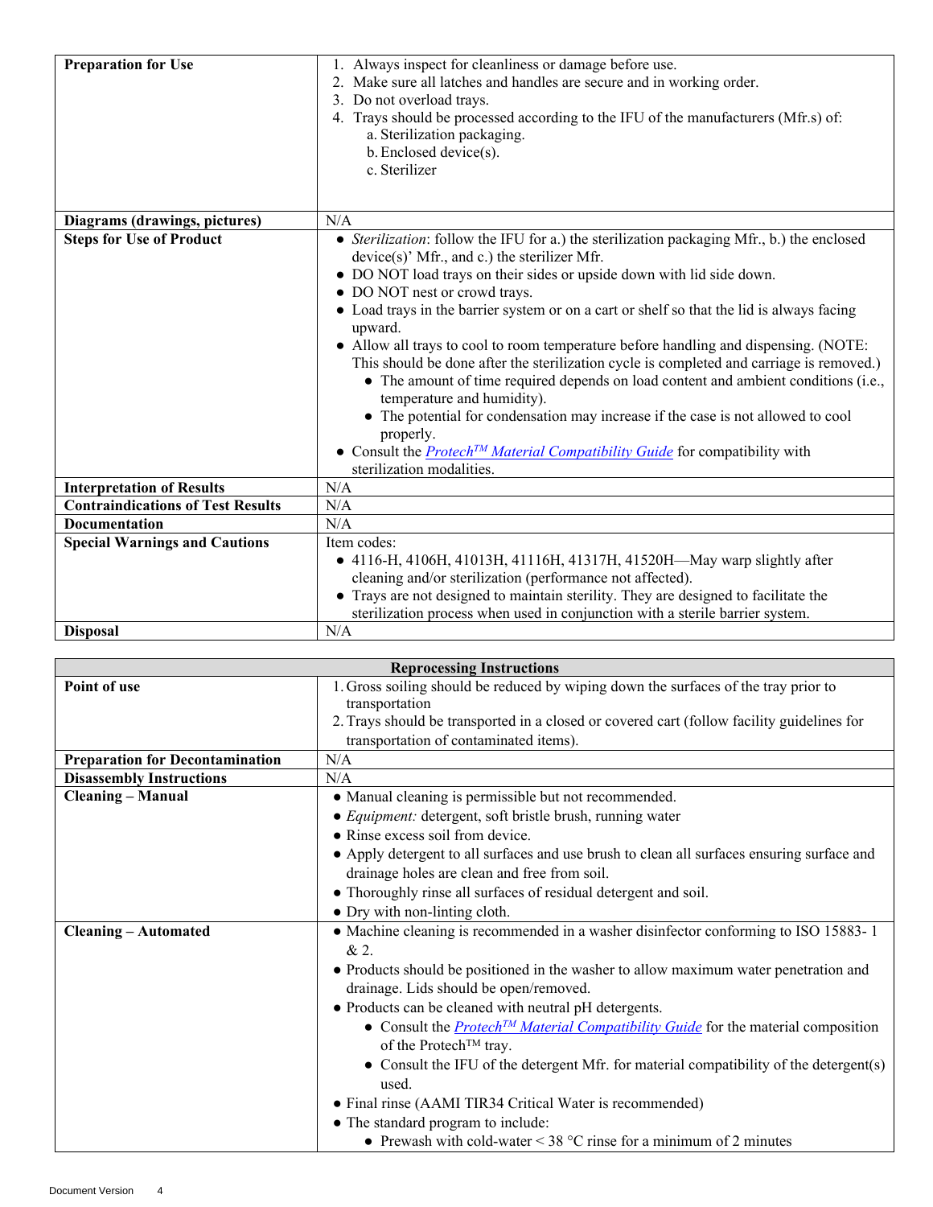| | |
|---|---|
| **Preparation for Use** | 1. Always inspect for cleanliness or damage before use.<br>2. Make sure all latches and handles are secure and in working order.<br>3. Do not overload trays.<br>4. Trays should be processed according to the IFU of the manufacturers (Mfr.s) of:<br>a. Sterilization packaging.<br>b. Enclosed device(s).<br>c. Sterilizer |
| **Diagrams (drawings, pictures)** | N/A |
| **Steps for Use of Product** | • *Sterilization*: follow the IFU for a.) the sterilization packaging Mfr., b.) the enclosed device(s)' Mfr., and c.) the sterilizer Mfr.<br>• DO NOT load trays on their sides or upside down with lid side down.<br>• DO NOT nest or crowd trays.<br>• Load trays in the barrier system or on a cart or shelf so that the lid is always facing upward.<br>• Allow all trays to cool to room temperature before handling and dispensing. (NOTE: This should be done after the sterilization cycle is completed and carriage is removed.)<br>  • The amount of time required depends on load content and ambient conditions (i.e., temperature and humidity).<br>  • The potential for condensation may increase if the case is not allowed to cool properly.<br>• Consult the *Protech™ Material Compatibility Guide* for compatibility with sterilization modalities. |
| **Interpretation of Results** | N/A |
| **Contraindications of Test Results** | N/A |
| **Documentation** | N/A |
| **Special Warnings and Cautions** | Item codes:<br>• 4116-H, 4106H, 41013H, 41116H, 41317H, 41520H—May warp slightly after cleaning and/or sterilization (performance not affected).<br>• Trays are not designed to maintain sterility. They are designed to facilitate the sterilization process when used in conjunction with a sterile barrier system. |
| **Disposal** | N/A |

| **Reprocessing Instructions** | |
|---|---|
| **Point of use** | 1. Gross soiling should be reduced by wiping down the surfaces of the tray prior to transportation<br>2. Trays should be transported in a closed or covered cart (follow facility guidelines for transportation of contaminated items). |
| **Preparation for Decontamination** | N/A |
| **Disassembly Instructions** | N/A |
| **Cleaning – Manual** | • Manual cleaning is permissible but not recommended.<br>• *Equipment:* detergent, soft bristle brush, running water<br>• Rinse excess soil from device.<br>• Apply detergent to all surfaces and use brush to clean all surfaces ensuring surface and drainage holes are clean and free from soil.<br>• Thoroughly rinse all surfaces of residual detergent and soil.<br>• Dry with non-linting cloth. |
| **Cleaning – Automated** | • Machine cleaning is recommended in a washer disinfector conforming to ISO 15883- 1 & 2.<br>• Products should be positioned in the washer to allow maximum water penetration and drainage. Lids should be open/removed.<br>• Products can be cleaned with neutral pH detergents.<br>  • Consult the *Protech™ Material Compatibility Guide* for the material composition of the Protech™ tray.<br>  • Consult the IFU of the detergent Mfr. for material compatibility of the detergent(s) used.<br>• Final rinse (AAMI TIR34 Critical Water is recommended)<br>• The standard program to include:<br>  • Prewash with cold-water < 38 °C rinse for a minimum of 2 minutes |

Document Version 4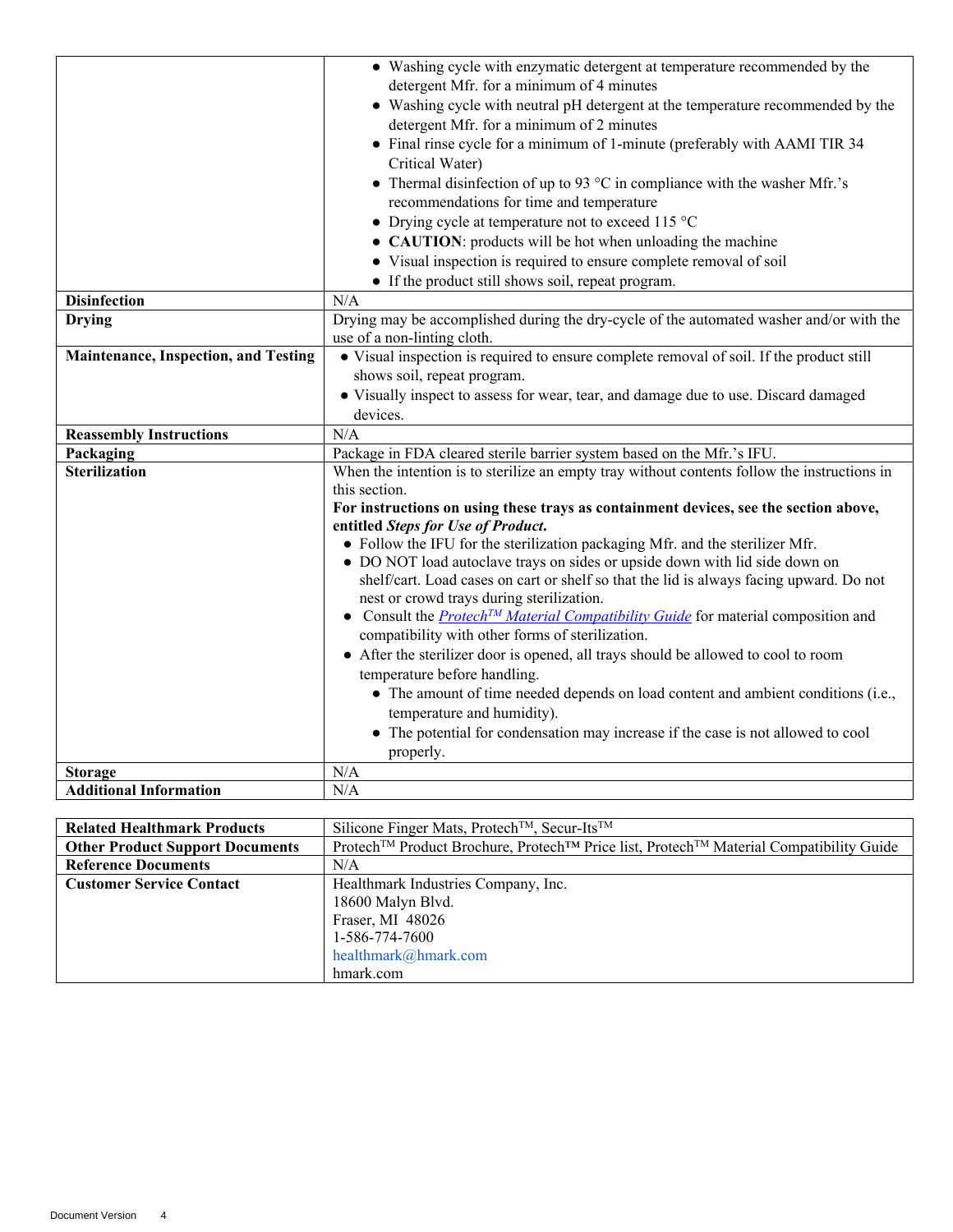| | |
|---|---|
| | • Washing cycle with enzymatic detergent at temperature recommended by the detergent Mfr. for a minimum of 4 minutes<br>• Washing cycle with neutral pH detergent at the temperature recommended by the detergent Mfr. for a minimum of 2 minutes<br>• Final rinse cycle for a minimum of 1-minute (preferably with AAMI TIR 34 Critical Water)<br>• Thermal disinfection of up to 93 °C in compliance with the washer Mfr.'s recommendations for time and temperature<br>• Drying cycle at temperature not to exceed 115 °C<br>• **CAUTION**: products will be hot when unloading the machine<br>• Visual inspection is required to ensure complete removal of soil<br>• If the product still shows soil, repeat program. |
| **Disinfection** | N/A |
| **Drying** | Drying may be accomplished during the dry-cycle of the automated washer and/or with the use of a non-linting cloth. |
| **Maintenance, Inspection, and Testing** | • Visual inspection is required to ensure complete removal of soil. If the product still shows soil, repeat program.<br>• Visually inspect to assess for wear, tear, and damage due to use. Discard damaged devices. |
| **Reassembly Instructions** | N/A |
| **Packaging** | Package in FDA cleared sterile barrier system based on the Mfr.'s IFU. |
| **Sterilization** | When the intention is to sterilize an empty tray without contents follow the instructions in this section.<br>**For instructions on using these trays as containment devices, see the section above, entitled *Steps for Use of Product*.**<br>• Follow the IFU for the sterilization packaging Mfr. and the sterilizer Mfr.<br>• DO NOT load autoclave trays on sides or upside down with lid side down on shelf/cart. Load cases on cart or shelf so that the lid is always facing upward. Do not nest or crowd trays during sterilization.<br>• Consult the *Protech™ Material Compatibility Guide* for material composition and compatibility with other forms of sterilization.<br>• After the sterilizer door is opened, all trays should be allowed to cool to room temperature before handling.<br>  ◦ The amount of time needed depends on load content and ambient conditions (i.e., temperature and humidity).<br>  ◦ The potential for condensation may increase if the case is not allowed to cool properly. |
| **Storage** | N/A |
| **Additional Information** | N/A |

| | |
|---|---|
| **Related Healthmark Products** | Silicone Finger Mats, Protech™, Secur-Its™ |
| **Other Product Support Documents** | Protech™ Product Brochure, Protech™ Price list, Protech™ Material Compatibility Guide |
| **Reference Documents** | N/A |
| **Customer Service Contact** | Healthmark Industries Company, Inc.<br>18600 Malyn Blvd.<br>Fraser, MI 48026<br>1-586-774-7600<br>healthmark@hmark.com<br>hmark.com |

Document Version 4